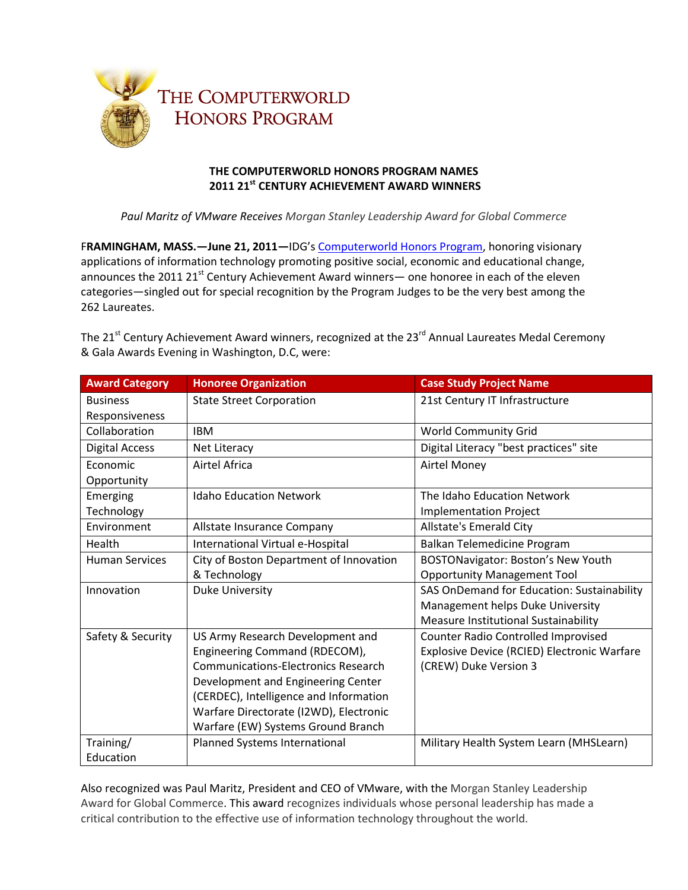# THE COMPUTERWORLD HONORS PROGRAM

## THE COMPUTERWORLD HONORS PROGRAM NAMES 2011 21st CENTURY ACHIEVEMENT AWARD WINNERS

*Paul Maritz of VMware Receives Morgan Stanley Leadership Award for Global Commerce*

**FRAMINGHAM, MASS.—June 21, 2011—**IDG's Computerworld Honors Program, honoring visionary applications of information technology promoting positive social, economic and educational change, announces the 2011 21st Century Achievement Award winners— one honoree in each of the eleven categories—singled out for special recognition by the Program Judges to be the very best among the 262 Laureates.

The 21st Century Achievement Award winners, recognized at the 23rd Annual Laureates Medal Ceremony & Gala Awards Evening in Washington, D.C, were:

| Award Category | Honoree Organization | Case Study Project Name |
|---|---|---|
| Business Responsiveness | State Street Corporation | 21st Century IT Infrastructure |
| Collaboration | IBM | World Community Grid |
| Digital Access | Net Literacy | Digital Literacy "best practices" site |
| Economic Opportunity | Airtel Africa | Airtel Money |
| Emerging Technology | Idaho Education Network | The Idaho Education Network Implementation Project |
| Environment | Allstate Insurance Company | Allstate's Emerald City |
| Health | International Virtual e-Hospital | Balkan Telemedicine Program |
| Human Services | City of Boston Department of Innovation & Technology | BOSTONavigator: Boston's New Youth Opportunity Management Tool |
| Innovation | Duke University | SAS OnDemand for Education: Sustainability Management helps Duke University Measure Institutional Sustainability |
| Safety & Security | US Army Research Development and Engineering Command (RDECOM), Communications-Electronics Research Development and Engineering Center (CERDEC), Intelligence and Information Warfare Directorate (I2WD), Electronic Warfare (EW) Systems Ground Branch | Counter Radio Controlled Improvised Explosive Device (RCIED) Electronic Warfare (CREW) Duke Version 3 |
| Training/ Education | Planned Systems International | Military Health System Learn (MHSLearn) |

Also recognized was Paul Maritz, President and CEO of VMware, with the Morgan Stanley Leadership Award for Global Commerce. This award recognizes individuals whose personal leadership has made a critical contribution to the effective use of information technology throughout the world.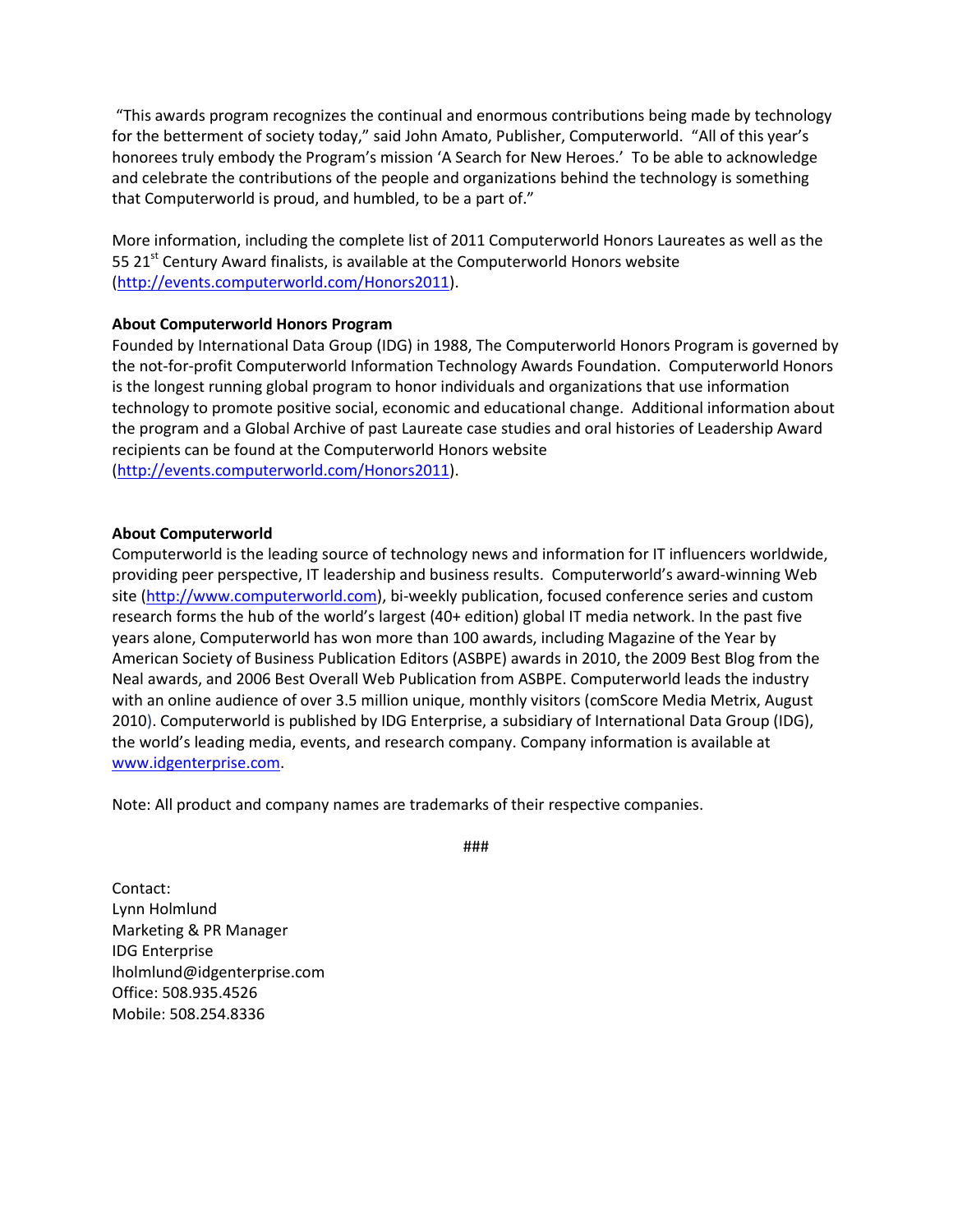"This awards program recognizes the continual and enormous contributions being made by technology for the betterment of society today," said John Amato, Publisher, Computerworld. "All of this year's honorees truly embody the Program's mission 'A Search for New Heroes.' To be able to acknowledge and celebrate the contributions of the people and organizations behind the technology is something that Computerworld is proud, and humbled, to be a part of."

More information, including the complete list of 2011 Computerworld Honors Laureates as well as the 55 21st Century Award finalists, is available at the Computerworld Honors website (http://events.computerworld.com/Honors2011).

**About Computerworld Honors Program**
Founded by International Data Group (IDG) in 1988, The Computerworld Honors Program is governed by the not-for-profit Computerworld Information Technology Awards Foundation. Computerworld Honors is the longest running global program to honor individuals and organizations that use information technology to promote positive social, economic and educational change. Additional information about the program and a Global Archive of past Laureate case studies and oral histories of Leadership Award recipients can be found at the Computerworld Honors website (http://events.computerworld.com/Honors2011).

**About Computerworld**
Computerworld is the leading source of technology news and information for IT influencers worldwide, providing peer perspective, IT leadership and business results. Computerworld's award-winning Web site (http://www.computerworld.com), bi-weekly publication, focused conference series and custom research forms the hub of the world's largest (40+ edition) global IT media network. In the past five years alone, Computerworld has won more than 100 awards, including Magazine of the Year by American Society of Business Publication Editors (ASBPE) awards in 2010, the 2009 Best Blog from the Neal awards, and 2006 Best Overall Web Publication from ASBPE. Computerworld leads the industry with an online audience of over 3.5 million unique, monthly visitors (comScore Media Metrix, August 2010). Computerworld is published by IDG Enterprise, a subsidiary of International Data Group (IDG), the world's leading media, events, and research company. Company information is available at www.idgenterprise.com.

Note: All product and company names are trademarks of their respective companies.

###

Contact:
Lynn Holmlund
Marketing & PR Manager
IDG Enterprise
lholmlund@idgenterprise.com
Office: 508.935.4526
Mobile: 508.254.8336